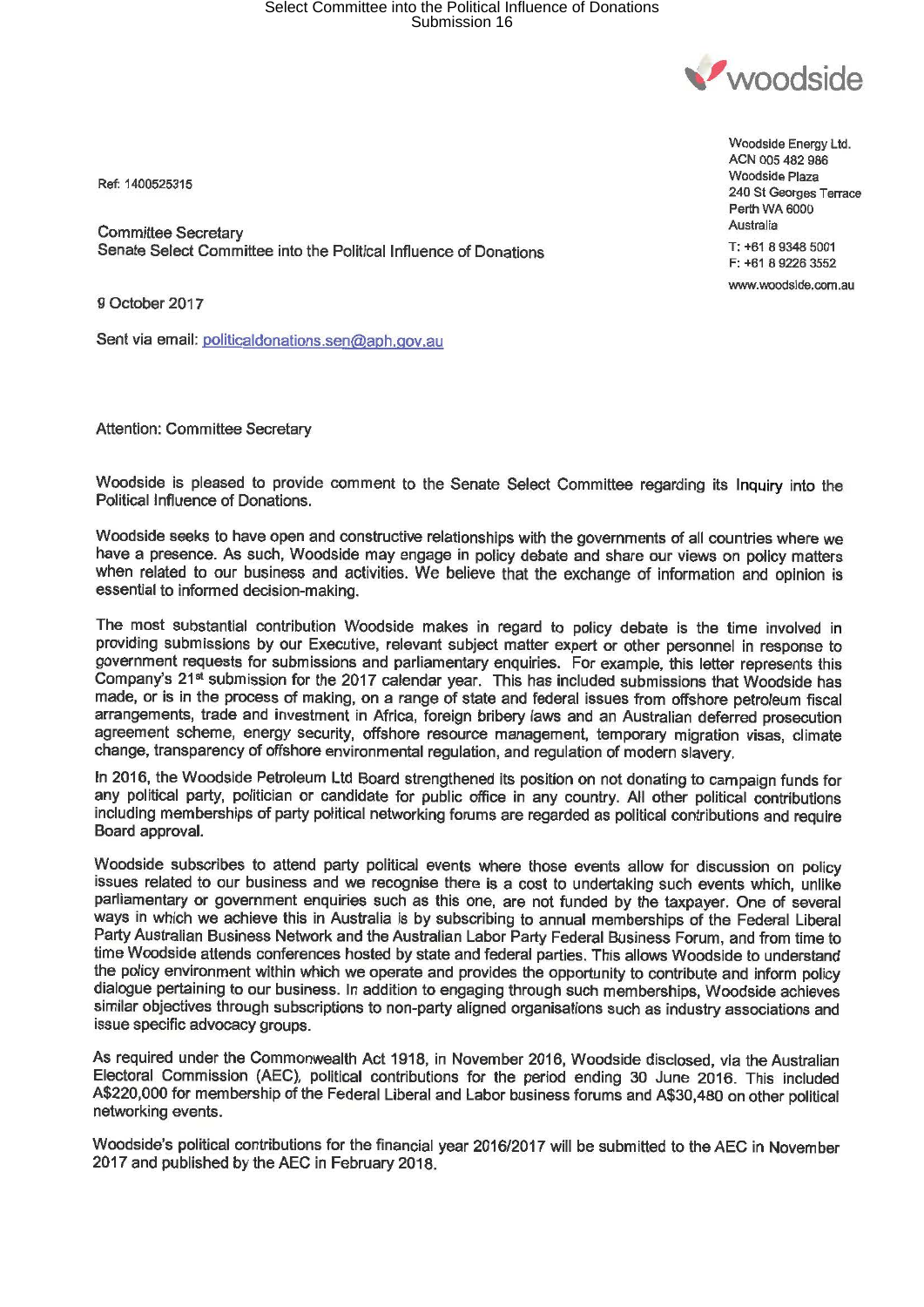woodside

Woodside Energy Ltd.
ACN 005 482 986
Woodside Plaza
240 St Georges Terrace
Perth WA 6000
Australia

T: +61 8 9348 5001
F: +61 8 9226 3552

www.woodside.com.au

Ref: 1400525315

Committee Secretary
Senate Select Committee into the Political Influence of Donations

9 October 2017

Sent via email: politicaldonations.sen@aph.gov.au

Attention: Committee Secretary

Woodside is pleased to provide comment to the Senate Select Committee regarding its Inquiry into the Political Influence of Donations.

Woodside seeks to have open and constructive relationships with the governments of all countries where we have a presence. As such, Woodside may engage in policy debate and share our views on policy matters when related to our business and activities. We believe that the exchange of information and opinion is essential to informed decision-making.

The most substantial contribution Woodside makes in regard to policy debate is the time involved in providing submissions by our Executive, relevant subject matter expert or other personnel in response to government requests for submissions and parliamentary enquiries. For example, this letter represents this Company's 21st submission for the 2017 calendar year. This has included submissions that Woodside has made, or is in the process of making, on a range of state and federal issues from offshore petroleum fiscal arrangements, trade and investment in Africa, foreign bribery laws and an Australian deferred prosecution agreement scheme, energy security, offshore resource management, temporary migration visas, climate change, transparency of offshore environmental regulation, and regulation of modern slavery.

In 2016, the Woodside Petroleum Ltd Board strengthened its position on not donating to campaign funds for any political party, politician or candidate for public office in any country. All other political contributions including memberships of party political networking forums are regarded as political contributions and require Board approval.

Woodside subscribes to attend party political events where those events allow for discussion on policy issues related to our business and we recognise there is a cost to undertaking such events which, unlike parliamentary or government enquiries such as this one, are not funded by the taxpayer. One of several ways in which we achieve this in Australia is by subscribing to annual memberships of the Federal Liberal Party Australian Business Network and the Australian Labor Party Federal Business Forum, and from time to time Woodside attends conferences hosted by state and federal parties. This allows Woodside to understand the policy environment within which we operate and provides the opportunity to contribute and inform policy dialogue pertaining to our business. In addition to engaging through such memberships, Woodside achieves similar objectives through subscriptions to non-party aligned organisations such as industry associations and issue specific advocacy groups.

As required under the Commonwealth Act 1918, in November 2016, Woodside disclosed, via the Australian Electoral Commission (AEC), political contributions for the period ending 30 June 2016. This included A$220,000 for membership of the Federal Liberal and Labor business forums and A$30,480 on other political networking events.

Woodside's political contributions for the financial year 2016/2017 will be submitted to the AEC in November 2017 and published by the AEC in February 2018.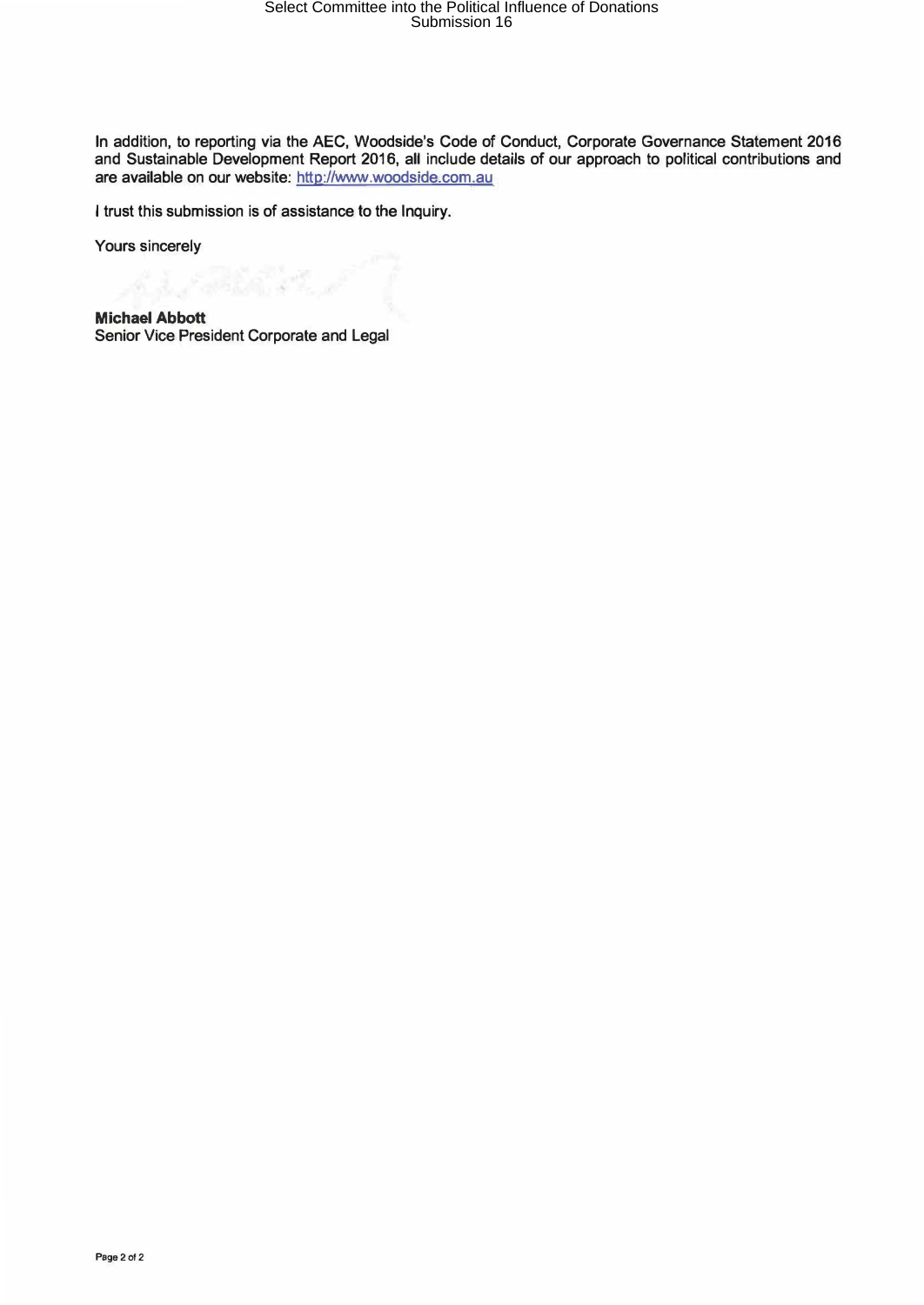In addition, to reporting via the AEC, Woodside's Code of Conduct, Corporate Governance Statement 2016 and Sustainable Development Report 2016, all include details of our approach to political contributions and are available on our website: http://www.woodside.com.au

I trust this submission is of assistance to the Inquiry.

Yours sincerely

**Michael Abbott**
Senior Vice President Corporate and Legal